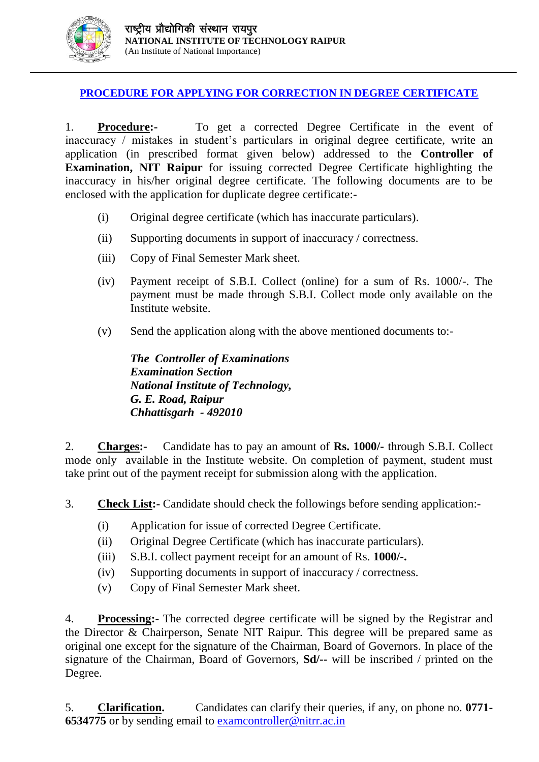राष्ट्रीय प्रौद्योगिकी संस्थान रायपुर
**NATIONAL INSTITUTE OF TECHNOLOGY RAIPUR**
(An Institute of National Importance)

---

## PROCEDURE FOR APPLYING FOR CORRECTION IN DEGREE CERTIFICATE

1. **Procedure:-** To get a corrected Degree Certificate in the event of inaccuracy / mistakes in student's particulars in original degree certificate, write an application (in prescribed format given below) addressed to the **Controller of Examination, NIT Raipur** for issuing corrected Degree Certificate highlighting the inaccuracy in his/her original degree certificate. The following documents are to be enclosed with the application for duplicate degree certificate:-

   (i) Original degree certificate (which has inaccurate particulars).

   (ii) Supporting documents in support of inaccuracy / correctness.

   (iii) Copy of Final Semester Mark sheet.

   (iv) Payment receipt of S.B.I. Collect (online) for a sum of Rs. 1000/-. The payment must be made through S.B.I. Collect mode only available on the Institute website.

   (v) Send the application along with the above mentioned documents to:-

   ***The Controller of Examinations***
   ***Examination Section***
   ***National Institute of Technology,***
   ***G. E. Road, Raipur***
   ***Chhattisgarh - 492010***

2. **Charges:-** Candidate has to pay an amount of **Rs. 1000/-** through S.B.I. Collect mode only available in the Institute website. On completion of payment, student must take print out of the payment receipt for submission along with the application.

3. **Check List:-** Candidate should check the followings before sending application:-

   (i) Application for issue of corrected Degree Certificate.
   (ii) Original Degree Certificate (which has inaccurate particulars).
   (iii) S.B.I. collect payment receipt for an amount of Rs. **1000/-.**
   (iv) Supporting documents in support of inaccuracy / correctness.
   (v) Copy of Final Semester Mark sheet.

4. **Processing:-** The corrected degree certificate will be signed by the Registrar and the Director & Chairperson, Senate NIT Raipur. This degree will be prepared same as original one except for the signature of the Chairman, Board of Governors. In place of the signature of the Chairman, Board of Governors, **Sd/--** will be inscribed / printed on the Degree.

5. **Clarification.** Candidates can clarify their queries, if any, on phone no. **0771-6534775** or by sending email to examcontroller@nitrr.ac.in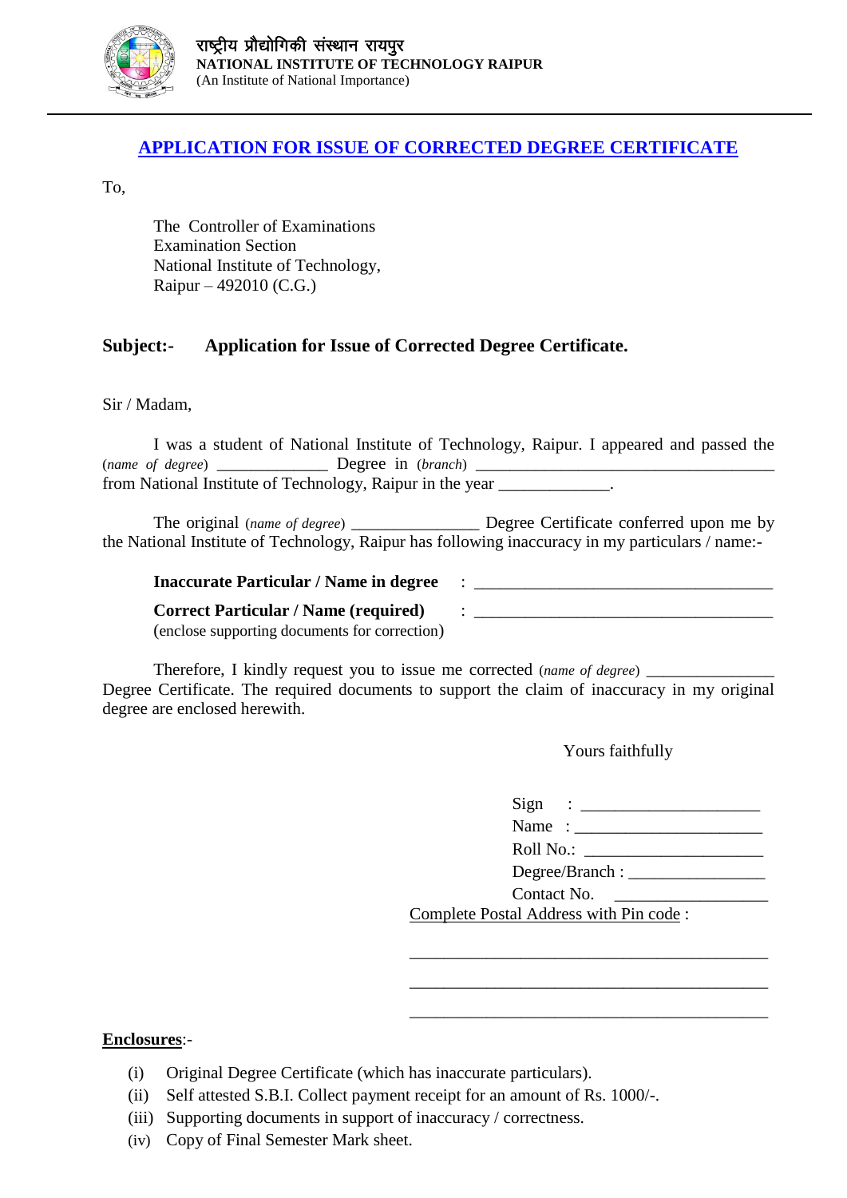राष्ट्रीय प्रौद्योगिकी संस्थान रायपुर
**NATIONAL INSTITUTE OF TECHNOLOGY RAIPUR**
(An Institute of National Importance)

---

## APPLICATION FOR ISSUE OF CORRECTED DEGREE CERTIFICATE

To,

The Controller of Examinations
Examination Section
National Institute of Technology,
Raipur – 492010 (C.G.)

**Subject:- Application for Issue of Corrected Degree Certificate.**

Sir / Madam,

I was a student of National Institute of Technology, Raipur. I appeared and passed the (*name of degree*) _____________ Degree in (*branch*) __________________________________ from National Institute of Technology, Raipur in the year _____________.

The original (*name of degree*) _______________ Degree Certificate conferred upon me by the National Institute of Technology, Raipur has following inaccuracy in my particulars / name:-

**Inaccurate Particular / Name in degree** : ___________________________________

**Correct Particular / Name (required)** : ___________________________________
(enclose supporting documents for correction)

Therefore, I kindly request you to issue me corrected (*name of degree*) _______________ Degree Certificate. The required documents to support the claim of inaccuracy in my original degree are enclosed herewith.

Yours faithfully

Sign : _____________________
Name : _____________________
Roll No.: _____________________
Degree/Branch : ________________
Contact No. _________________
Complete Postal Address with Pin code :

__________________________________________

__________________________________________

__________________________________________

**Enclosures**:-

(i) Original Degree Certificate (which has inaccurate particulars).
(ii) Self attested S.B.I. Collect payment receipt for an amount of Rs. 1000/-.
(iii) Supporting documents in support of inaccuracy / correctness.
(iv) Copy of Final Semester Mark sheet.